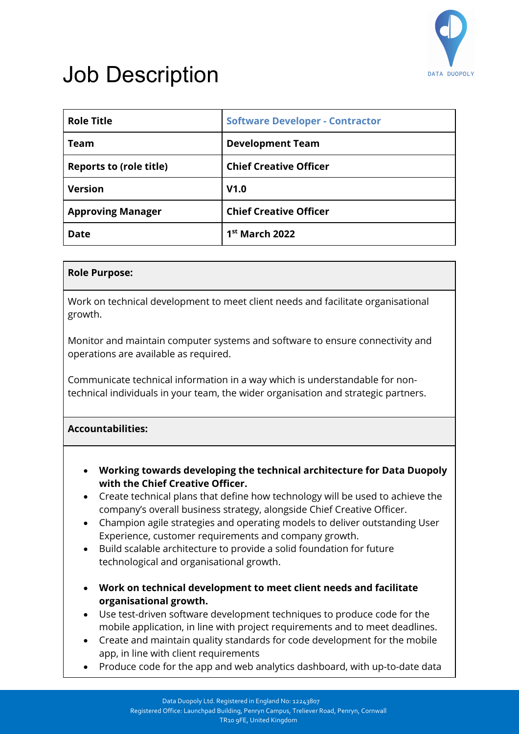# Job Description

| | |
|---|---|
| **Role Title** | **Software Developer - Contractor** |
| **Team** | **Development Team** |
| **Reports to (role title)** | **Chief Creative Officer** |
| **Version** | **V1.0** |
| **Approving Manager** | **Chief Creative Officer** |
| **Date** | **1st March 2022** |

**Role Purpose:**

Work on technical development to meet client needs and facilitate organisational growth.

Monitor and maintain computer systems and software to ensure connectivity and operations are available as required.

Communicate technical information in a way which is understandable for non-technical individuals in your team, the wider organisation and strategic partners.

**Accountabilities:**

- **Working towards developing the technical architecture for Data Duopoly with the Chief Creative Officer.**
- Create technical plans that define how technology will be used to achieve the company's overall business strategy, alongside Chief Creative Officer.
- Champion agile strategies and operating models to deliver outstanding User Experience, customer requirements and company growth.
- Build scalable architecture to provide a solid foundation for future technological and organisational growth.

- **Work on technical development to meet client needs and facilitate organisational growth.**
- Use test-driven software development techniques to produce code for the mobile application, in line with project requirements and to meet deadlines.
- Create and maintain quality standards for code development for the mobile app, in line with client requirements
- Produce code for the app and web analytics dashboard, with up-to-date data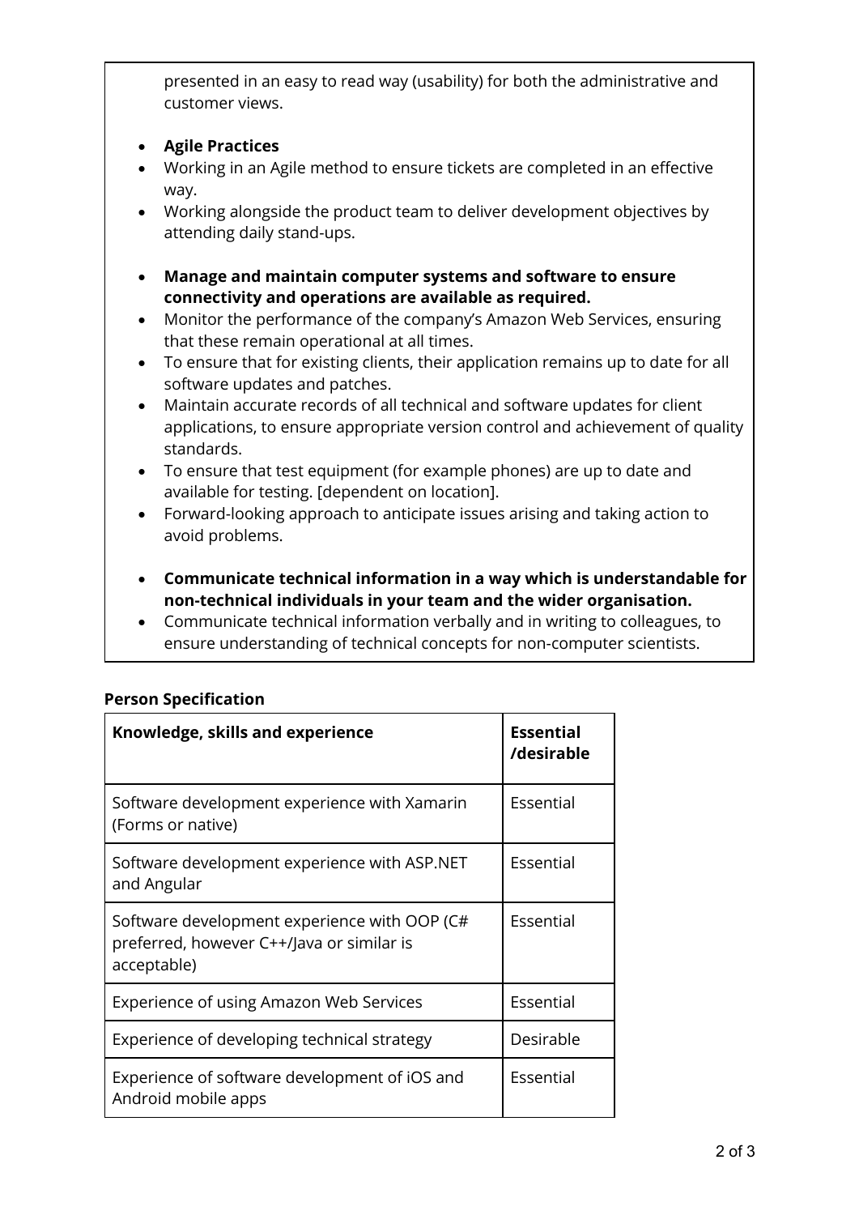presented in an easy to read way (usability) for both the administrative and customer views.

- **Agile Practices**
- Working in an Agile method to ensure tickets are completed in an effective way.
- Working alongside the product team to deliver development objectives by attending daily stand-ups.

- **Manage and maintain computer systems and software to ensure connectivity and operations are available as required.**
- Monitor the performance of the company's Amazon Web Services, ensuring that these remain operational at all times.
- To ensure that for existing clients, their application remains up to date for all software updates and patches.
- Maintain accurate records of all technical and software updates for client applications, to ensure appropriate version control and achievement of quality standards.
- To ensure that test equipment (for example phones) are up to date and available for testing. [dependent on location].
- Forward-looking approach to anticipate issues arising and taking action to avoid problems.

- **Communicate technical information in a way which is understandable for non-technical individuals in your team and the wider organisation.**
- Communicate technical information verbally and in writing to colleagues, to ensure understanding of technical concepts for non-computer scientists.

**Person Specification**

| Knowledge, skills and experience | Essential /desirable |
|---|---|
| Software development experience with Xamarin (Forms or native) | Essential |
| Software development experience with ASP.NET and Angular | Essential |
| Software development experience with OOP (C# preferred, however C++/Java or similar is acceptable) | Essential |
| Experience of using Amazon Web Services | Essential |
| Experience of developing technical strategy | Desirable |
| Experience of software development of iOS and Android mobile apps | Essential |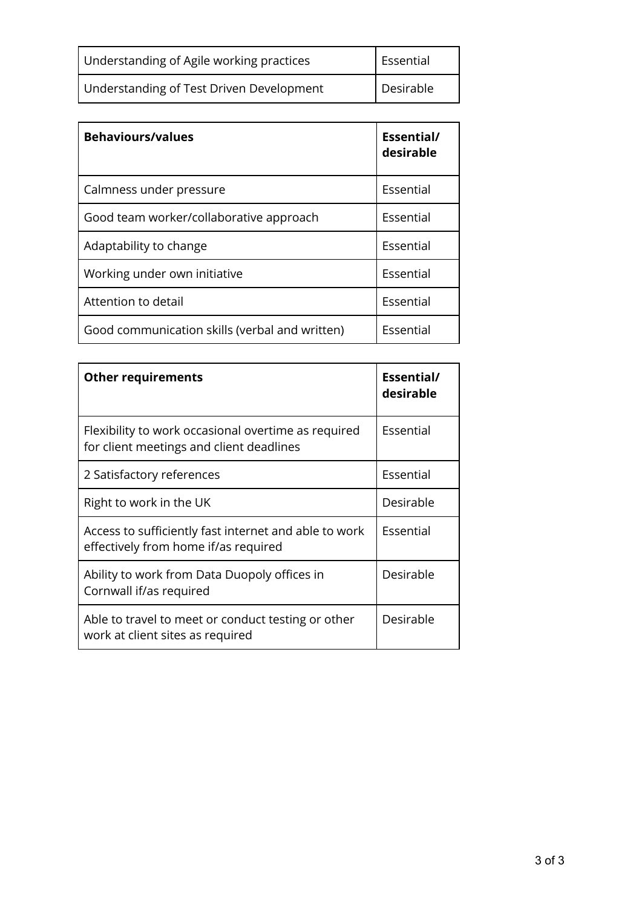| | |
|---|---|
| Understanding of Agile working practices | Essential |
| Understanding of Test Driven Development | Desirable |

| **Behaviours/values** | **Essential/ desirable** |
|---|---|
| Calmness under pressure | Essential |
| Good team worker/collaborative approach | Essential |
| Adaptability to change | Essential |
| Working under own initiative | Essential |
| Attention to detail | Essential |
| Good communication skills (verbal and written) | Essential |

| **Other requirements** | **Essential/ desirable** |
|---|---|
| Flexibility to work occasional overtime as required for client meetings and client deadlines | Essential |
| 2 Satisfactory references | Essential |
| Right to work in the UK | Desirable |
| Access to sufficiently fast internet and able to work effectively from home if/as required | Essential |
| Ability to work from Data Duopoly offices in Cornwall if/as required | Desirable |
| Able to travel to meet or conduct testing or other work at client sites as required | Desirable |